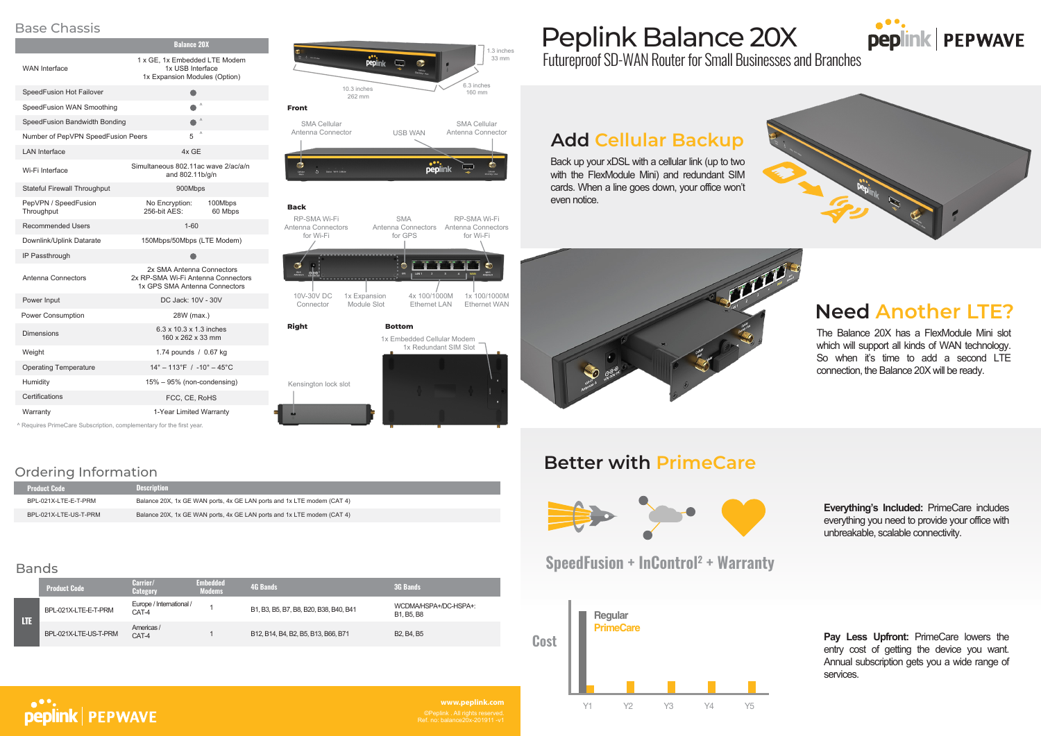# Peplink Balance 20X

Futureproof SD-WAN Router for Small Businesses and Branches

## Base Chassis

| | Balance 20X |
|---|---|
| WAN Interface | 1 x GE, 1x Embedded LTE Modem<br>1x USB Interface<br>1x Expansion Modules (Option) |
| SpeedFusion Hot Failover | ● |
| SpeedFusion WAN Smoothing | ● ^ |
| SpeedFusion Bandwidth Bonding | ● ^ |
| Number of PepVPN SpeedFusion Peers | 5 ^ |
| LAN Interface | 4x GE |
| Wi-Fi Interface | Simultaneous 802.11ac wave 2/ac/a/n and 802.11b/g/n |
| Stateful Firewall Throughput | 900Mbps |
| PepVPN / SpeedFusion Throughput | No Encryption: 100Mbps<br>256-bit AES: 60 Mbps |
| Recommended Users | 1-60 |
| Downlink/Uplink Datarate | 150Mbps/50Mbps (LTE Modem) |
| IP Passthrough | ● |
| Antenna Connectors | 2x SMA Antenna Connectors<br>2x RP-SMA Wi-Fi Antenna Connectors<br>1x GPS SMA Antenna Connectors |
| Power Input | DC Jack: 10V - 30V |
| Power Consumption | 28W (max.) |
| Dimensions | 6.3 x 10.3 x 1.3 inches<br>160 x 262 x 33 mm |
| Weight | 1.74 pounds / 0.67 kg |
| Operating Temperature | 14° – 113°F / -10° – 45°C |
| Humidity | 15% – 95% (non-condensing) |
| Certifications | FCC, CE, RoHS |
| Warranty | 1-Year Limited Warranty |

^ Requires PrimeCare Subscription, complementary for the first year.

1.3 inches 33 mm
10.3 inches 262 mm
6.3 inches 160 mm

**Front**

SMA Cellular Antenna Connector · USB WAN · SMA Cellular Antenna Connector

**Back**

RP-SMA Wi-Fi Antenna Connectors for Wi-Fi · SMA Antenna Connectors for GPS · RP-SMA Wi-Fi Antenna Connectors for Wi-Fi

10V-30V DC Connector · 1x Expansion Module Slot · 4x 100/1000M Ethernet LAN · 1x 100/1000M Ethernet WAN

**Right**

Kensington lock slot

**Bottom**

1x Embedded Cellular Modem
1x Redundant SIM Slot

## Add Cellular Backup

Back up your xDSL with a cellular link (up to two with the FlexModule Mini) and redundant SIM cards. When a line goes down, your office won't even notice.

## Need Another LTE?

The Balance 20X has a FlexModule Mini slot which will support all kinds of WAN technology. So when it's time to add a second LTE connection, the Balance 20X will be ready.

## Ordering Information

| Product Code | Description |
|---|---|
| BPL-021X-LTE-E-T-PRM | Balance 20X, 1x GE WAN ports, 4x GE LAN ports and 1x LTE modem (CAT 4) |
| BPL-021X-LTE-US-T-PRM | Balance 20X, 1x GE WAN ports, 4x GE LAN ports and 1x LTE modem (CAT 4) |

## Bands

| | Product Code | Carrier/ Category | Embedded Modems | 4G Bands | 3G Bands |
|---|---|---|---|---|---|
| LTE | BPL-021X-LTE-E-T-PRM | Europe / International / CAT-4 | 1 | B1, B3, B5, B7, B8, B20, B38, B40, B41 | WCDMA/HSPA+/DC-HSPA+: B1, B5, B8 |
| | BPL-021X-LTE-US-T-PRM | Americas / CAT-4 | 1 | B12, B14, B4, B2, B5, B13, B66, B71 | B2, B4, B5 |

## Better with PrimeCare

SpeedFusion + InControl² + Warranty

**Everything's Included:** PrimeCare includes everything you need to provide your office with unbreakable, scalable connectivity.

Cost — Regular / PrimeCare — Y1 Y2 Y3 Y4 Y5

**Pay Less Upfront:** PrimeCare lowers the entry cost of getting the device you want. Annual subscription gets you a wide range of services.

www.peplink.com
©Peplink . All rights reserved.
Ref. no: balance20x-201911 -v1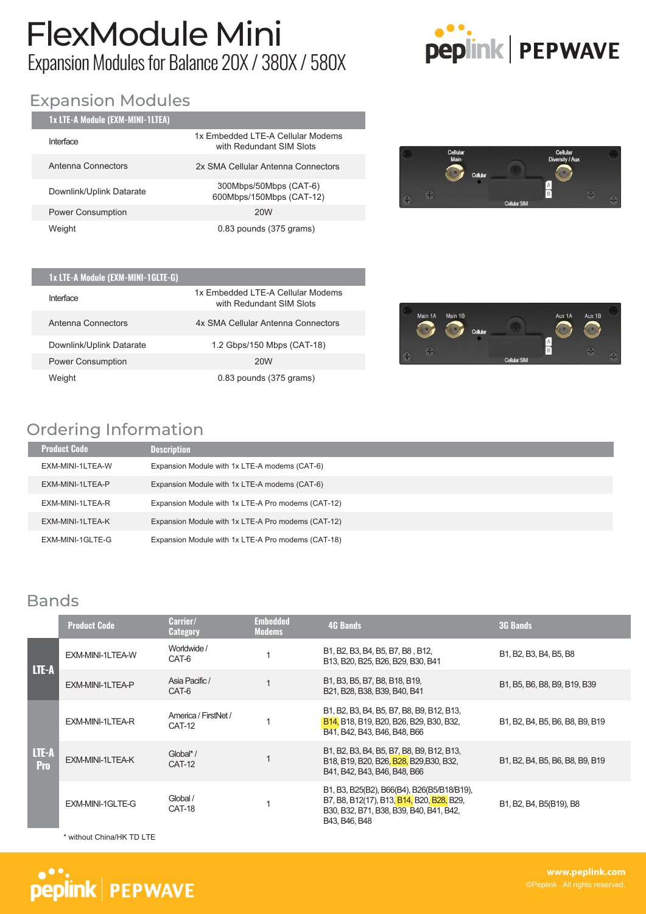# FlexModule Mini

Expansion Modules for Balance 20X / 380X / 580X

## Expansion Modules

| 1x LTE-A Module (EXM-MINI-1LTEA) | |
|---|---|
| Interface | 1x Embedded LTE-A Cellular Modems with Redundant SIM Slots |
| Antenna Connectors | 2x SMA Cellular Antenna Connectors |
| Downlink/Uplink Datarate | 300Mbps/50Mbps (CAT-6)<br>600Mbps/150Mbps (CAT-12) |
| Power Consumption | 20W |
| Weight | 0.83 pounds (375 grams) |

Cellular Main
Cellular Diversity / Aux
Cellular
A
B
Cellular SIM

| 1x LTE-A Module (EXM-MINI-1GLTE-G) | |
|---|---|
| Interface | 1x Embedded LTE-A Cellular Modems with Redundant SIM Slots |
| Antenna Connectors | 4x SMA Cellular Antenna Connectors |
| Downlink/Uplink Datarate | 1.2 Gbps/150 Mbps (CAT-18) |
| Power Consumption | 20W |
| Weight | 0.83 pounds (375 grams) |

Main 1A
Main 1B
Cellular
Aux 1A
Aux 1B
A
B
Cellular SIM

## Ordering Information

| Product Code | Description |
|---|---|
| EXM-MINI-1LTEA-W | Expansion Module with 1x LTE-A modems (CAT-6) |
| EXM-MINI-1LTEA-P | Expansion Module with 1x LTE-A modems (CAT-6) |
| EXM-MINI-1LTEA-R | Expansion Module with 1x LTE-A Pro modems (CAT-12) |
| EXM-MINI-1LTEA-K | Expansion Module with 1x LTE-A Pro modems (CAT-12) |
| EXM-MINI-1GLTE-G | Expansion Module with 1x LTE-A Pro modems (CAT-18) |

## Bands

| | Product Code | Carrier/ Category | Embedded Modems | 4G Bands | 3G Bands |
|---|---|---|---|---|---|
| LTE-A | EXM-MINI-1LTEA-W | Worldwide / CAT-6 | 1 | B1, B2, B3, B4, B5, B7, B8 , B12, B13, B20, B25, B26, B29, B30, B41 | B1, B2, B3, B4, B5, B8 |
| LTE-A | EXM-MINI-1LTEA-P | Asia Pacific / CAT-6 | 1 | B1, B3, B5, B7, B8, B18, B19, B21, B28, B38, B39, B40, B41 | B1, B5, B6, B8, B9, B19, B39 |
| LTE-A Pro | EXM-MINI-1LTEA-R | America / FirstNet / CAT-12 | 1 | B1, B2, B3, B4, B5, B7, B8, B9, B12, B13, B14, B18, B19, B20, B26, B29, B30, B32, B41, B42, B43, B46, B48, B66 | B1, B2, B4, B5, B6, B8, B9, B19 |
| LTE-A Pro | EXM-MINI-1LTEA-K | Global* / CAT-12 | 1 | B1, B2, B3, B4, B5, B7, B8, B9, B12, B13, B18, B19, B20, B26, B28, B29,B30, B32, B41, B42, B43, B46, B48, B66 | B1, B2, B4, B5, B6, B8, B9, B19 |
| LTE-A Pro | EXM-MINI-1GLTE-G | Global / CAT-18 | 1 | B1, B3, B25(B2), B66(B4), B26(B5/B18/B19), B7, B8, B12(17), B13, B14, B20, B28, B29, B30, B32, B71, B38, B39, B40, B41, B42, B43, B46, B48 | B1, B2, B4, B5(B19), B8 |

\* without China/HK TD LTE

www.peplink.com
©Peplink . All rights reserved.